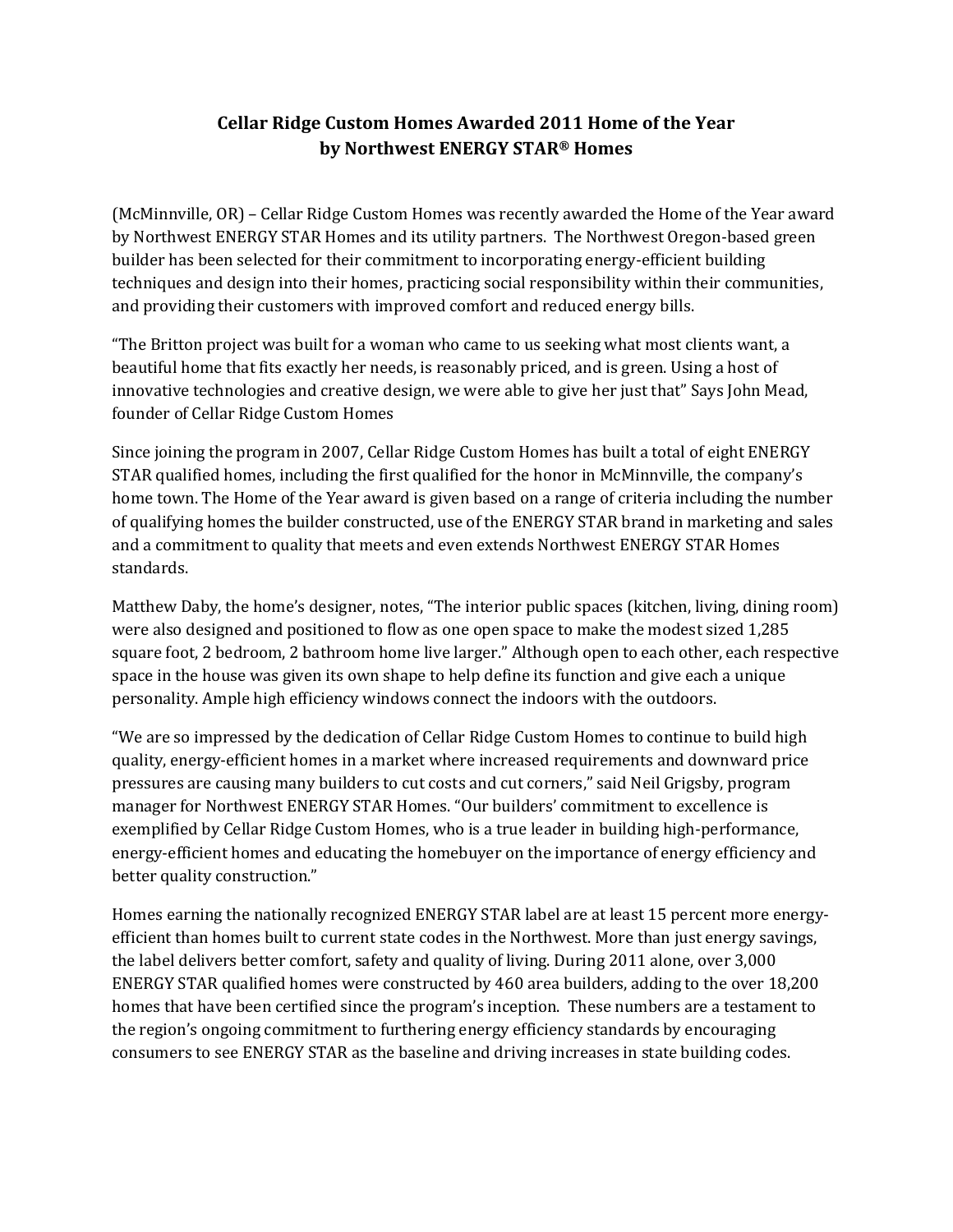# Cellar Ridge Custom Homes Awarded 2011 Home of the Year by Northwest ENERGY STAR® Homes

(McMinnville, OR) – Cellar Ridge Custom Homes was recently awarded the Home of the Year award by Northwest ENERGY STAR Homes and its utility partners. The Northwest Oregon-based green builder has been selected for their commitment to incorporating energy-efficient building techniques and design into their homes, practicing social responsibility within their communities, and providing their customers with improved comfort and reduced energy bills.

"The Britton project was built for a woman who came to us seeking what most clients want, a beautiful home that fits exactly her needs, is reasonably priced, and is green. Using a host of innovative technologies and creative design, we were able to give her just that" Says John Mead, founder of Cellar Ridge Custom Homes

Since joining the program in 2007, Cellar Ridge Custom Homes has built a total of eight ENERGY STAR qualified homes, including the first qualified for the honor in McMinnville, the company's home town. The Home of the Year award is given based on a range of criteria including the number of qualifying homes the builder constructed, use of the ENERGY STAR brand in marketing and sales and a commitment to quality that meets and even extends Northwest ENERGY STAR Homes standards.

Matthew Daby, the home's designer, notes, "The interior public spaces (kitchen, living, dining room) were also designed and positioned to flow as one open space to make the modest sized 1,285 square foot, 2 bedroom, 2 bathroom home live larger." Although open to each other, each respective space in the house was given its own shape to help define its function and give each a unique personality. Ample high efficiency windows connect the indoors with the outdoors.

"We are so impressed by the dedication of Cellar Ridge Custom Homes to continue to build high quality, energy-efficient homes in a market where increased requirements and downward price pressures are causing many builders to cut costs and cut corners," said Neil Grigsby, program manager for Northwest ENERGY STAR Homes. "Our builders' commitment to excellence is exemplified by Cellar Ridge Custom Homes, who is a true leader in building high-performance, energy-efficient homes and educating the homebuyer on the importance of energy efficiency and better quality construction."

Homes earning the nationally recognized ENERGY STAR label are at least 15 percent more energy-efficient than homes built to current state codes in the Northwest. More than just energy savings, the label delivers better comfort, safety and quality of living. During 2011 alone, over 3,000 ENERGY STAR qualified homes were constructed by 460 area builders, adding to the over 18,200 homes that have been certified since the program's inception. These numbers are a testament to the region's ongoing commitment to furthering energy efficiency standards by encouraging consumers to see ENERGY STAR as the baseline and driving increases in state building codes.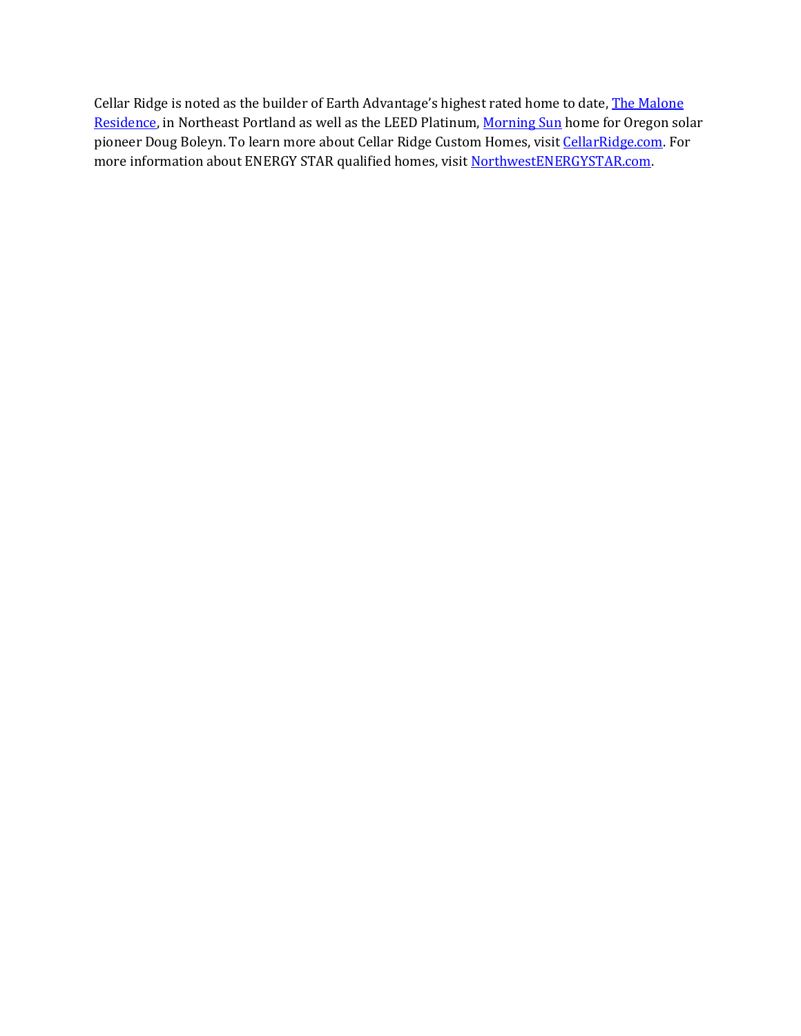Cellar Ridge is noted as the builder of Earth Advantage's highest rated home to date, The Malone Residence, in Northeast Portland as well as the LEED Platinum, Morning Sun home for Oregon solar pioneer Doug Boleyn. To learn more about Cellar Ridge Custom Homes, visit CellarRidge.com. For more information about ENERGY STAR qualified homes, visit NorthwestENERGYSTAR.com.